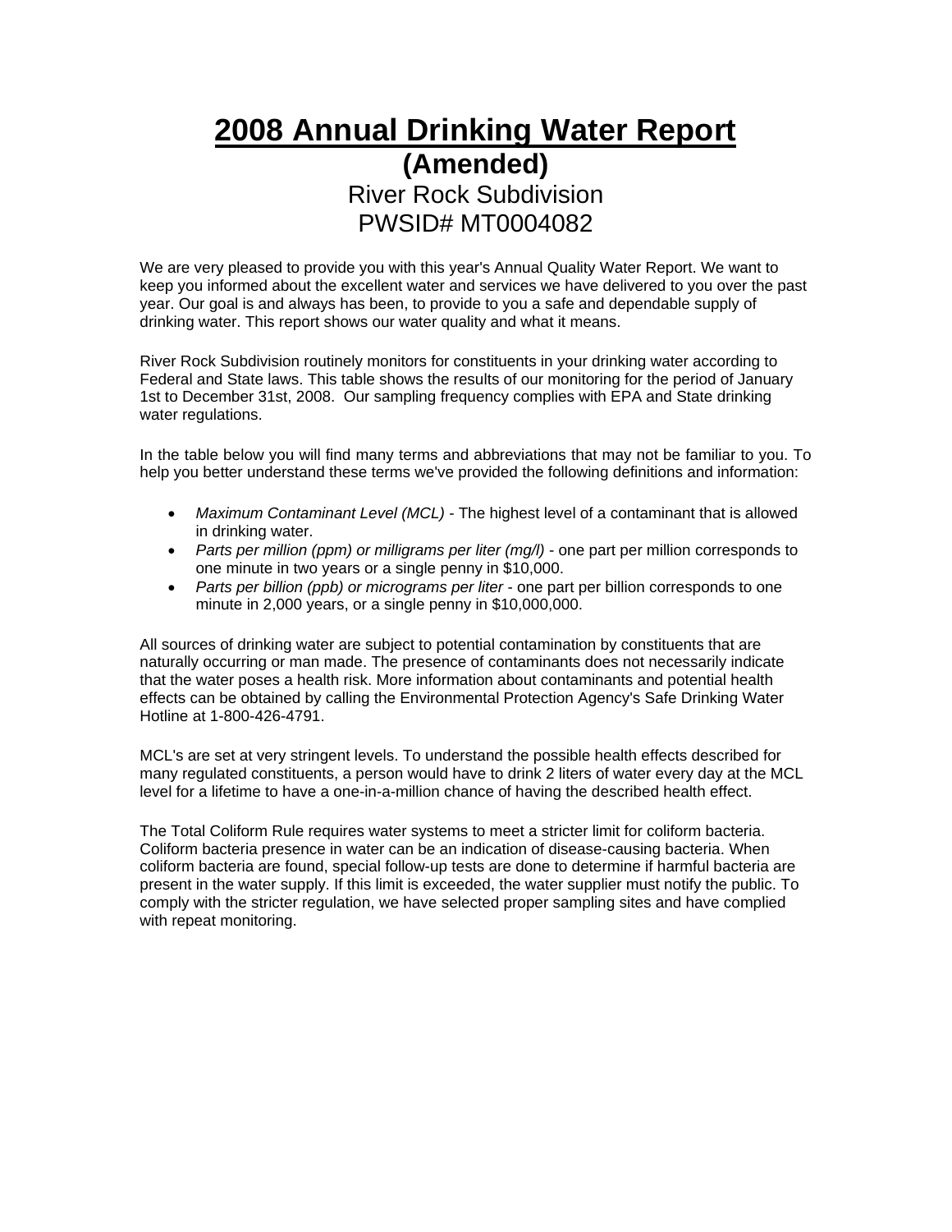# 2008 Annual Drinking Water Report

## (Amended)

River Rock Subdivision
PWSID# MT0004082

We are very pleased to provide you with this year's Annual Quality Water Report. We want to keep you informed about the excellent water and services we have delivered to you over the past year. Our goal is and always has been, to provide to you a safe and dependable supply of drinking water. This report shows our water quality and what it means.

River Rock Subdivision routinely monitors for constituents in your drinking water according to Federal and State laws. This table shows the results of our monitoring for the period of January 1st to December 31st, 2008. Our sampling frequency complies with EPA and State drinking water regulations.

In the table below you will find many terms and abbreviations that may not be familiar to you. To help you better understand these terms we've provided the following definitions and information:

- *Maximum Contaminant Level (MCL)* - The highest level of a contaminant that is allowed in drinking water.
- *Parts per million (ppm) or milligrams per liter (mg/l)* - one part per million corresponds to one minute in two years or a single penny in $10,000.
- *Parts per billion (ppb) or micrograms per liter* - one part per billion corresponds to one minute in 2,000 years, or a single penny in $10,000,000.

All sources of drinking water are subject to potential contamination by constituents that are naturally occurring or man made. The presence of contaminants does not necessarily indicate that the water poses a health risk. More information about contaminants and potential health effects can be obtained by calling the Environmental Protection Agency's Safe Drinking Water Hotline at 1-800-426-4791.

MCL's are set at very stringent levels. To understand the possible health effects described for many regulated constituents, a person would have to drink 2 liters of water every day at the MCL level for a lifetime to have a one-in-a-million chance of having the described health effect.

The Total Coliform Rule requires water systems to meet a stricter limit for coliform bacteria. Coliform bacteria presence in water can be an indication of disease-causing bacteria. When coliform bacteria are found, special follow-up tests are done to determine if harmful bacteria are present in the water supply. If this limit is exceeded, the water supplier must notify the public. To comply with the stricter regulation, we have selected proper sampling sites and have complied with repeat monitoring.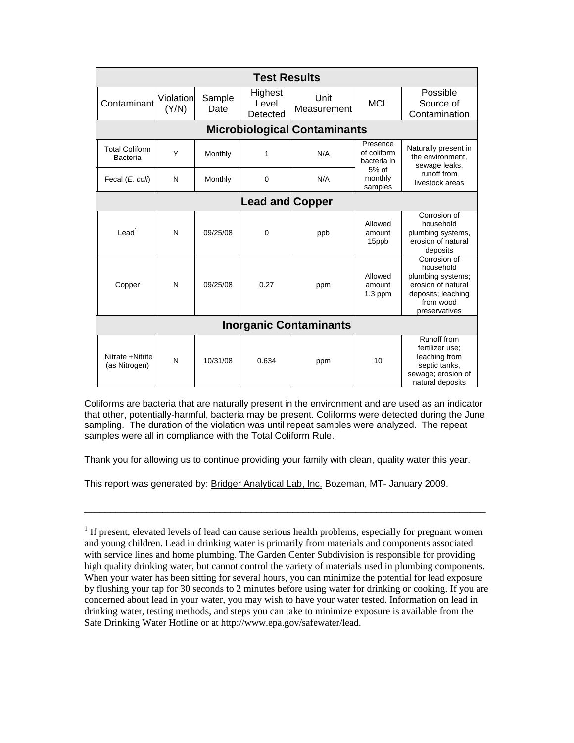| Test Results | | | | | | |
|---|---|---|---|---|---|---|
| Contaminant | Violation (Y/N) | Sample Date | Highest Level Detected | Unit Measurement | MCL | Possible Source of Contamination |
| **Microbiological Contaminants** | | | | | | |
| Total Coliform Bacteria | Y | Monthly | 1 | N/A | Presence of coliform bacteria in 5% of monthly samples | Naturally present in the environment, sewage leaks, runoff from livestock areas |
| Fecal (*E. coli*) | N | Monthly | 0 | N/A | | |
| **Lead and Copper** | | | | | | |
| Lead[1] | N | 09/25/08 | 0 | ppb | Allowed amount 15ppb | Corrosion of household plumbing systems, erosion of natural deposits |
| Copper | N | 09/25/08 | 0.27 | ppm | Allowed amount 1.3 ppm | Corrosion of household plumbing systems; erosion of natural deposits; leaching from wood preservatives |
| **Inorganic Contaminants** | | | | | | |
| Nitrate +Nitrite (as Nitrogen) | N | 10/31/08 | 0.634 | ppm | 10 | Runoff from fertilizer use; leaching from septic tanks, sewage; erosion of natural deposits |

Coliforms are bacteria that are naturally present in the environment and are used as an indicator that other, potentially-harmful, bacteria may be present. Coliforms were detected during the June sampling. The duration of the violation was until repeat samples were analyzed. The repeat samples were all in compliance with the Total Coliform Rule.

Thank you for allowing us to continue providing your family with clean, quality water this year.

This report was generated by: Bridger Analytical Lab, Inc. Bozeman, MT- January 2009.

---

[1] If present, elevated levels of lead can cause serious health problems, especially for pregnant women and young children. Lead in drinking water is primarily from materials and components associated with service lines and home plumbing. The Garden Center Subdivision is responsible for providing high quality drinking water, but cannot control the variety of materials used in plumbing components. When your water has been sitting for several hours, you can minimize the potential for lead exposure by flushing your tap for 30 seconds to 2 minutes before using water for drinking or cooking. If you are concerned about lead in your water, you may wish to have your water tested. Information on lead in drinking water, testing methods, and steps you can take to minimize exposure is available from the Safe Drinking Water Hotline or at http://www.epa.gov/safewater/lead.